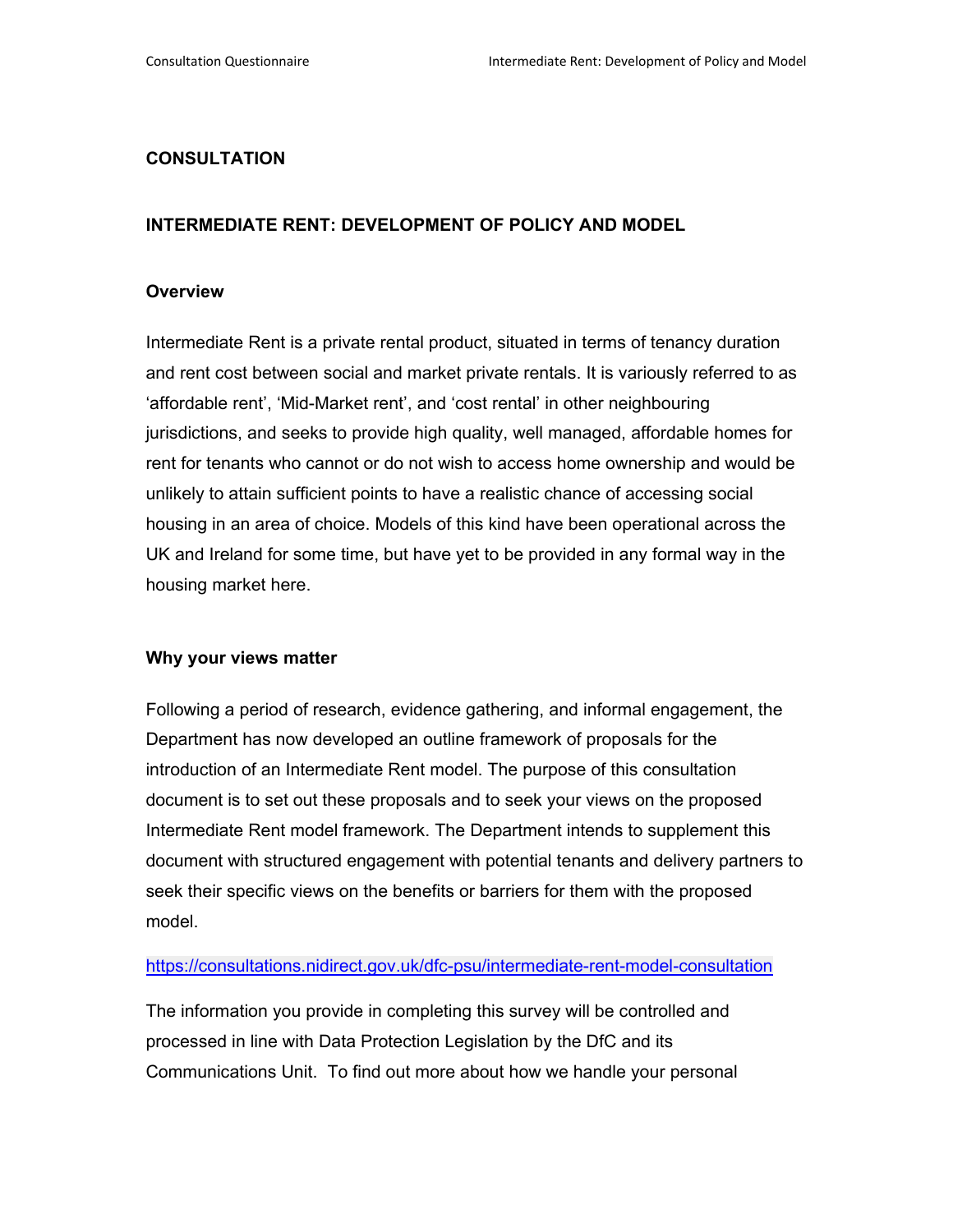**CONSULTATION**

**INTERMEDIATE RENT: DEVELOPMENT OF POLICY AND MODEL**

**Overview**

Intermediate Rent is a private rental product, situated in terms of tenancy duration and rent cost between social and market private rentals. It is variously referred to as 'affordable rent', 'Mid-Market rent', and 'cost rental' in other neighbouring jurisdictions, and seeks to provide high quality, well managed, affordable homes for rent for tenants who cannot or do not wish to access home ownership and would be unlikely to attain sufficient points to have a realistic chance of accessing social housing in an area of choice. Models of this kind have been operational across the UK and Ireland for some time, but have yet to be provided in any formal way in the housing market here.

**Why your views matter**

Following a period of research, evidence gathering, and informal engagement, the Department has now developed an outline framework of proposals for the introduction of an Intermediate Rent model. The purpose of this consultation document is to set out these proposals and to seek your views on the proposed Intermediate Rent model framework. The Department intends to supplement this document with structured engagement with potential tenants and delivery partners to seek their specific views on the benefits or barriers for them with the proposed model.

https://consultations.nidirect.gov.uk/dfc-psu/intermediate-rent-model-consultation

The information you provide in completing this survey will be controlled and processed in line with Data Protection Legislation by the DfC and its Communications Unit. To find out more about how we handle your personal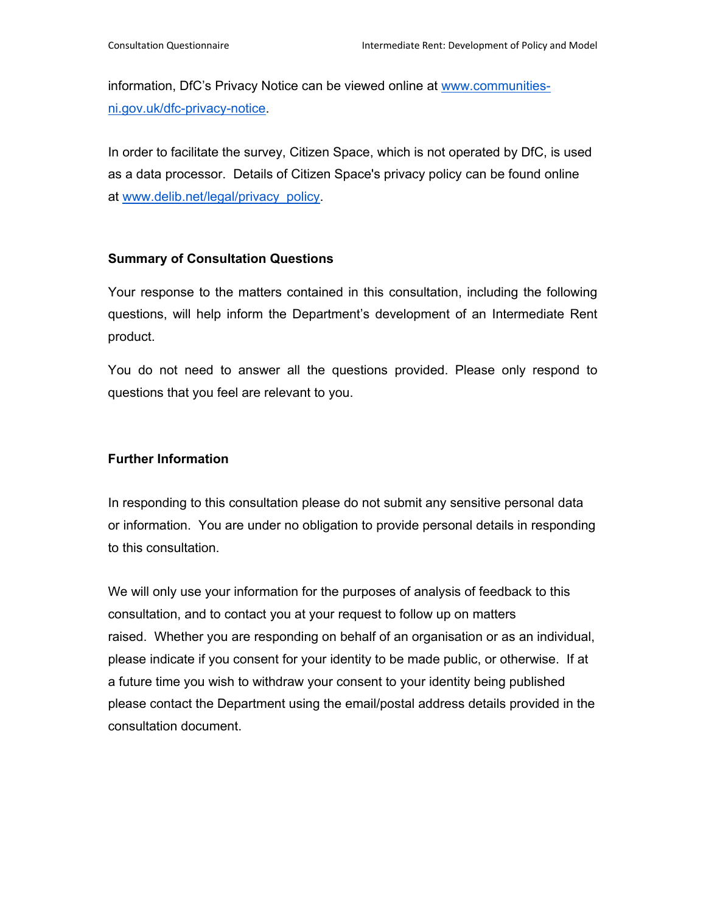information, DfC's Privacy Notice can be viewed online at [www.communities-ni.gov.uk/dfc-privacy-notice](www.communities-ni.gov.uk/dfc-privacy-notice).

In order to facilitate the survey, Citizen Space, which is not operated by DfC, is used as a data processor. Details of Citizen Space's privacy policy can be found online at [www.delib.net/legal/privacy_policy](www.delib.net/legal/privacy_policy).

**Summary of Consultation Questions**

Your response to the matters contained in this consultation, including the following questions, will help inform the Department's development of an Intermediate Rent product.

You do not need to answer all the questions provided. Please only respond to questions that you feel are relevant to you.

**Further Information**

In responding to this consultation please do not submit any sensitive personal data or information. You are under no obligation to provide personal details in responding to this consultation.

We will only use your information for the purposes of analysis of feedback to this consultation, and to contact you at your request to follow up on matters raised. Whether you are responding on behalf of an organisation or as an individual, please indicate if you consent for your identity to be made public, or otherwise. If at a future time you wish to withdraw your consent to your identity being published please contact the Department using the email/postal address details provided in the consultation document.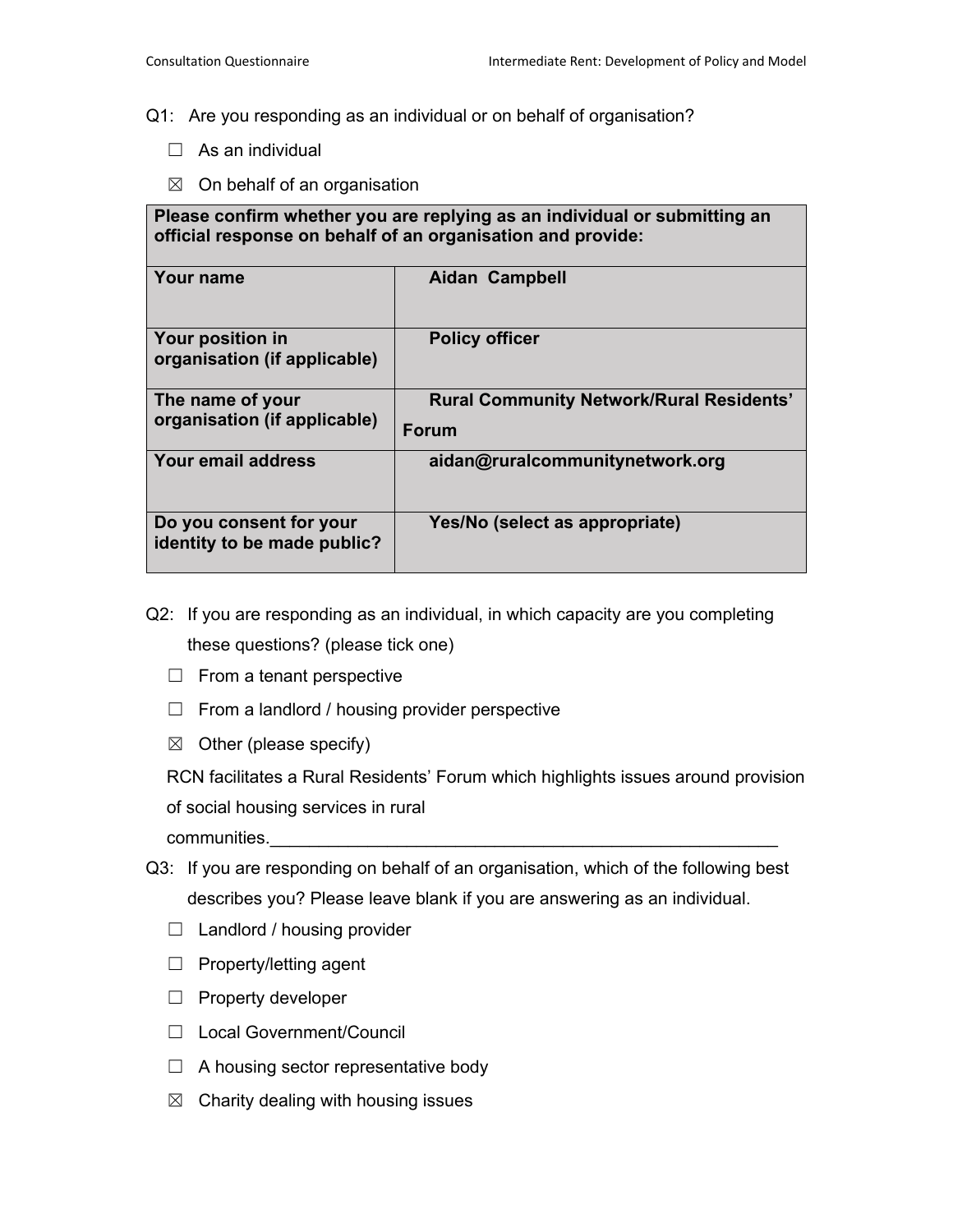Q1: Are you responding as an individual or on behalf of organisation?

- ☐ As an individual
- ☒ On behalf of an organisation

| Please confirm whether you are replying as an individual or submitting an official response on behalf of an organisation and provide: | |
|---|---|
| **Your name** | **Aidan Campbell** |
| **Your position in organisation (if applicable)** | **Policy officer** |
| **The name of your organisation (if applicable)** | **Rural Community Network/Rural Residents' Forum** |
| **Your email address** | **aidan@ruralcommunitynetwork.org** |
| **Do you consent for your identity to be made public?** | **Yes/No (select as appropriate)** |

Q2: If you are responding as an individual, in which capacity are you completing these questions? (please tick one)

- ☐ From a tenant perspective
- ☐ From a landlord / housing provider perspective
- ☒ Other (please specify)

RCN facilitates a Rural Residents' Forum which highlights issues around provision of social housing services in rural communities.______________________________________________________

Q3: If you are responding on behalf of an organisation, which of the following best describes you? Please leave blank if you are answering as an individual.

- ☐ Landlord / housing provider
- ☐ Property/letting agent
- ☐ Property developer
- ☐ Local Government/Council
- ☐ A housing sector representative body
- ☒ Charity dealing with housing issues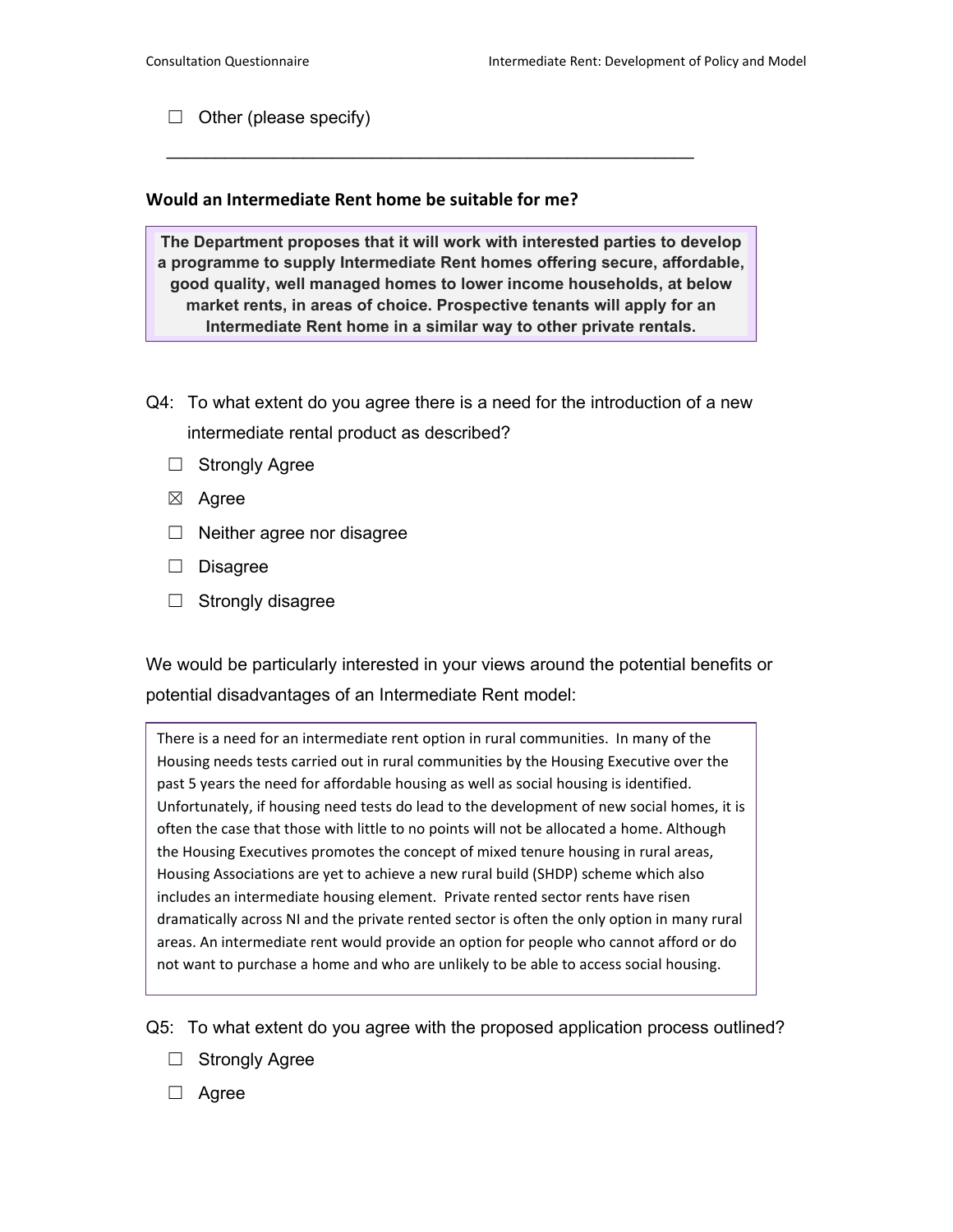☐ Other (please specify)

\_\_\_\_\_\_\_\_\_\_\_\_\_\_\_\_\_\_\_\_\_\_\_\_\_\_\_\_\_\_\_\_\_\_\_\_\_\_\_\_\_\_\_\_\_\_\_\_\_\_\_\_\_\_\_\_

### Would an Intermediate Rent home be suitable for me?

> **The Department proposes that it will work with interested parties to develop a programme to supply Intermediate Rent homes offering secure, affordable, good quality, well managed homes to lower income households, at below market rents, in areas of choice. Prospective tenants will apply for an Intermediate Rent home in a similar way to other private rentals.**

Q4: To what extent do you agree there is a need for the introduction of a new intermediate rental product as described?

- ☐ Strongly Agree
- ☒ Agree
- ☐ Neither agree nor disagree
- ☐ Disagree
- ☐ Strongly disagree

We would be particularly interested in your views around the potential benefits or potential disadvantages of an Intermediate Rent model:

> There is a need for an intermediate rent option in rural communities. In many of the Housing needs tests carried out in rural communities by the Housing Executive over the past 5 years the need for affordable housing as well as social housing is identified. Unfortunately, if housing need tests do lead to the development of new social homes, it is often the case that those with little to no points will not be allocated a home. Although the Housing Executives promotes the concept of mixed tenure housing in rural areas, Housing Associations are yet to achieve a new rural build (SHDP) scheme which also includes an intermediate housing element. Private rented sector rents have risen dramatically across NI and the private rented sector is often the only option in many rural areas. An intermediate rent would provide an option for people who cannot afford or do not want to purchase a home and who are unlikely to be able to access social housing.

Q5: To what extent do you agree with the proposed application process outlined?

- ☐ Strongly Agree
- ☐ Agree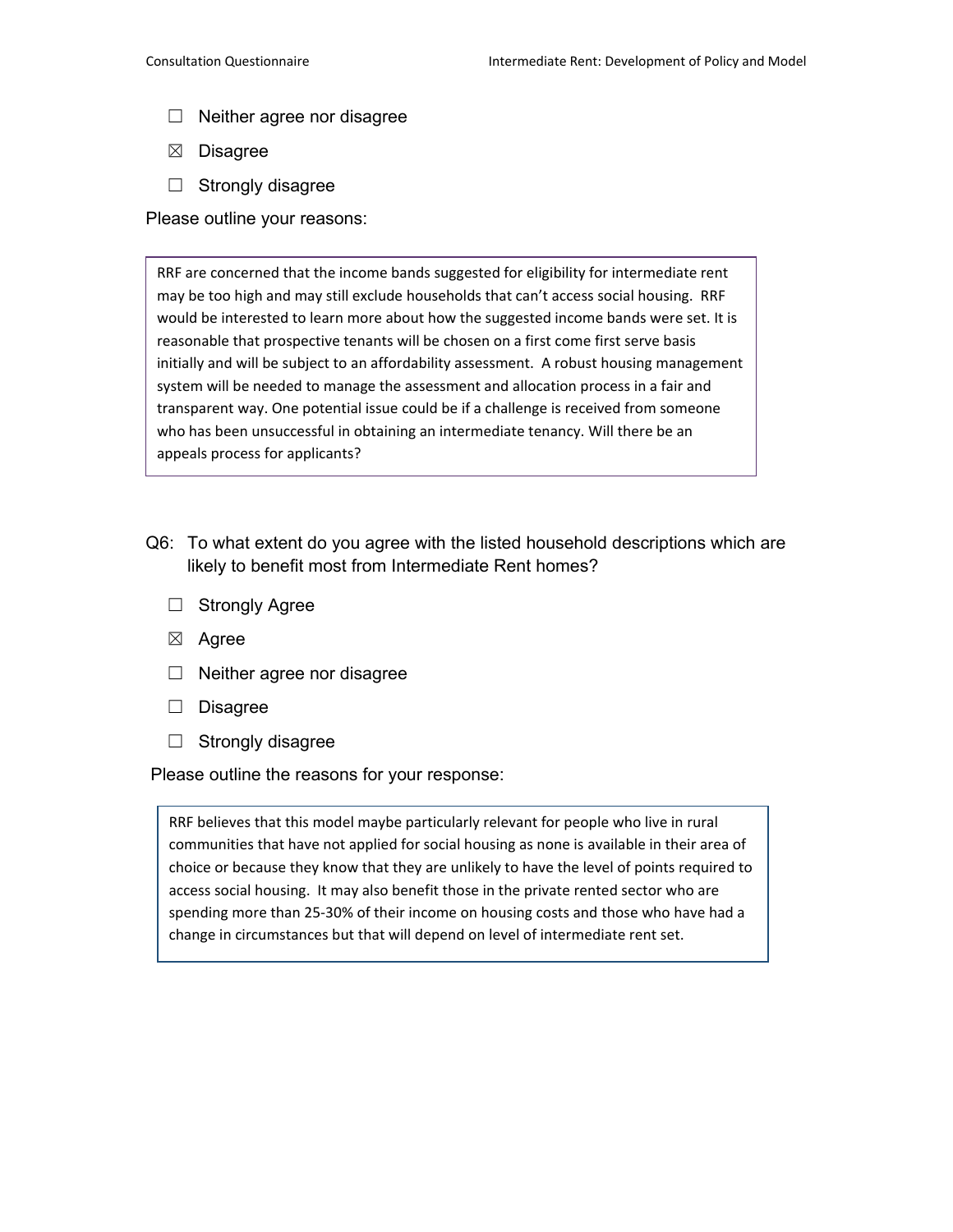☐ Neither agree nor disagree

☒ Disagree

☐ Strongly disagree

Please outline your reasons:

RRF are concerned that the income bands suggested for eligibility for intermediate rent may be too high and may still exclude households that can't access social housing. RRF would be interested to learn more about how the suggested income bands were set. It is reasonable that prospective tenants will be chosen on a first come first serve basis initially and will be subject to an affordability assessment. A robust housing management system will be needed to manage the assessment and allocation process in a fair and transparent way. One potential issue could be if a challenge is received from someone who has been unsuccessful in obtaining an intermediate tenancy. Will there be an appeals process for applicants?

Q6: To what extent do you agree with the listed household descriptions which are likely to benefit most from Intermediate Rent homes?

☐ Strongly Agree

☒ Agree

☐ Neither agree nor disagree

☐ Disagree

☐ Strongly disagree

Please outline the reasons for your response:

RRF believes that this model maybe particularly relevant for people who live in rural communities that have not applied for social housing as none is available in their area of choice or because they know that they are unlikely to have the level of points required to access social housing. It may also benefit those in the private rented sector who are spending more than 25-30% of their income on housing costs and those who have had a change in circumstances but that will depend on level of intermediate rent set.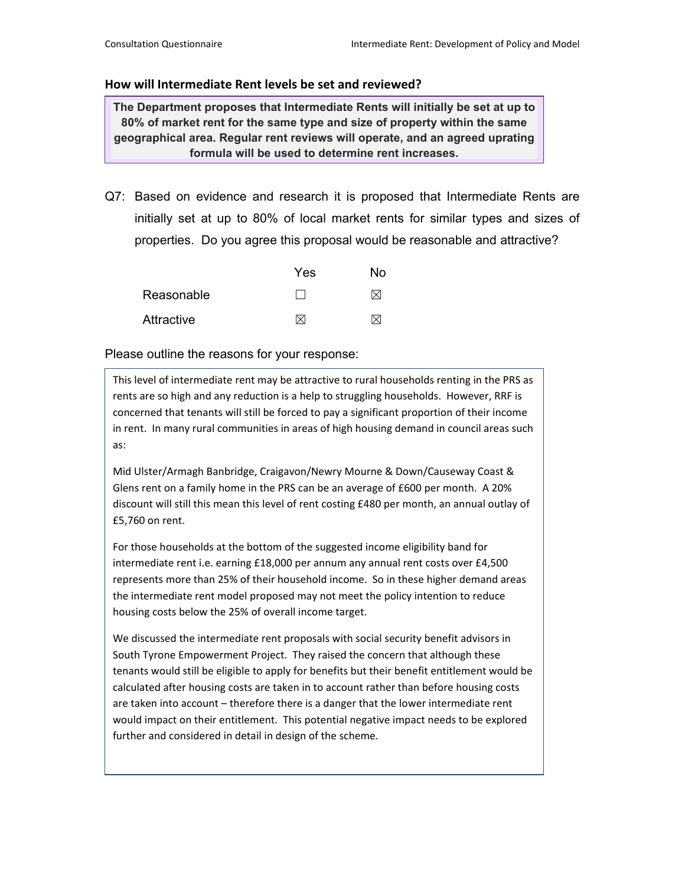### How will Intermediate Rent levels be set and reviewed?

**The Department proposes that Intermediate Rents will initially be set at up to 80% of market rent for the same type and size of property within the same geographical area. Regular rent reviews will operate, and an agreed uprating formula will be used to determine rent increases.**

Q7: Based on evidence and research it is proposed that Intermediate Rents are initially set at up to 80% of local market rents for similar types and sizes of properties. Do you agree this proposal would be reasonable and attractive?

| | Yes | No |
|---|---|---|
| Reasonable | ☐ | ☒ |
| Attractive | ☒ | ☒ |

Please outline the reasons for your response:

This level of intermediate rent may be attractive to rural households renting in the PRS as rents are so high and any reduction is a help to struggling households. However, RRF is concerned that tenants will still be forced to pay a significant proportion of their income in rent. In many rural communities in areas of high housing demand in council areas such as:

Mid Ulster/Armagh Banbridge, Craigavon/Newry Mourne & Down/Causeway Coast & Glens rent on a family home in the PRS can be an average of £600 per month. A 20% discount will still this mean this level of rent costing £480 per month, an annual outlay of £5,760 on rent.

For those households at the bottom of the suggested income eligibility band for intermediate rent i.e. earning £18,000 per annum any annual rent costs over £4,500 represents more than 25% of their household income. So in these higher demand areas the intermediate rent model proposed may not meet the policy intention to reduce housing costs below the 25% of overall income target.

We discussed the intermediate rent proposals with social security benefit advisors in South Tyrone Empowerment Project. They raised the concern that although these tenants would still be eligible to apply for benefits but their benefit entitlement would be calculated after housing costs are taken in to account rather than before housing costs are taken into account – therefore there is a danger that the lower intermediate rent would impact on their entitlement. This potential negative impact needs to be explored further and considered in detail in design of the scheme.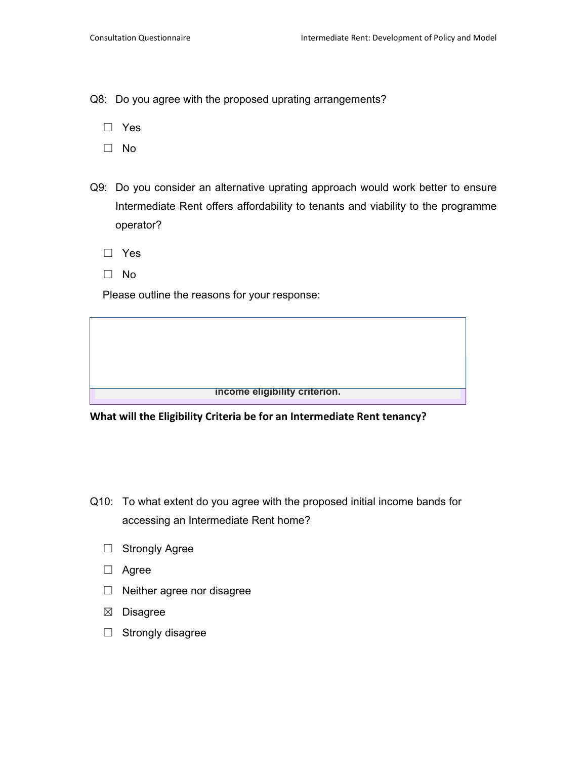Q8: Do you agree with the proposed uprating arrangements?

☐ Yes

☐ No

Q9: Do you consider an alternative uprating approach would work better to ensure Intermediate Rent offers affordability to tenants and viability to the programme operator?

☐ Yes

☐ No

Please outline the reasons for your response:

| |
|---|
| income eligibility criterion. |

**What will the Eligibility Criteria be for an Intermediate Rent tenancy?**

Q10: To what extent do you agree with the proposed initial income bands for accessing an Intermediate Rent home?

☐ Strongly Agree

☐ Agree

☐ Neither agree nor disagree

☒ Disagree

☐ Strongly disagree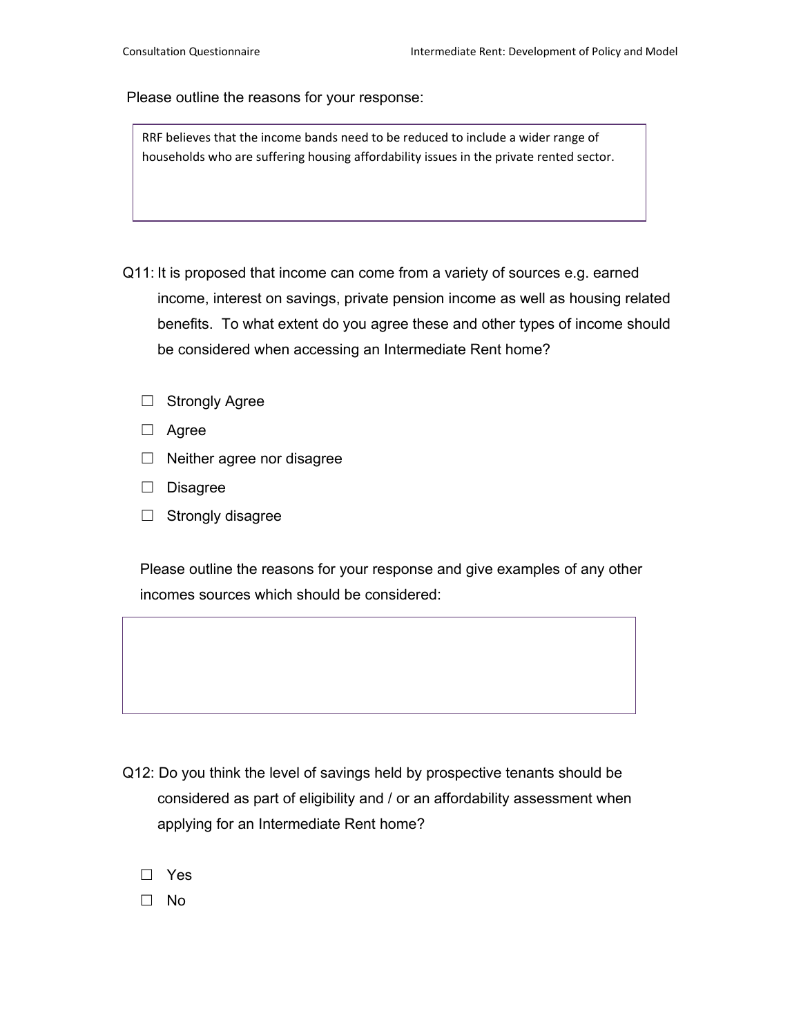Please outline the reasons for your response:

RRF believes that the income bands need to be reduced to include a wider range of households who are suffering housing affordability issues in the private rented sector.

Q11: It is proposed that income can come from a variety of sources e.g. earned income, interest on savings, private pension income as well as housing related benefits. To what extent do you agree these and other types of income should be considered when accessing an Intermediate Rent home?

- ☐ Strongly Agree
- ☐ Agree
- ☐ Neither agree nor disagree
- ☐ Disagree
- ☐ Strongly disagree

Please outline the reasons for your response and give examples of any other incomes sources which should be considered:

Q12: Do you think the level of savings held by prospective tenants should be considered as part of eligibility and / or an affordability assessment when applying for an Intermediate Rent home?

- ☐ Yes
- ☐ No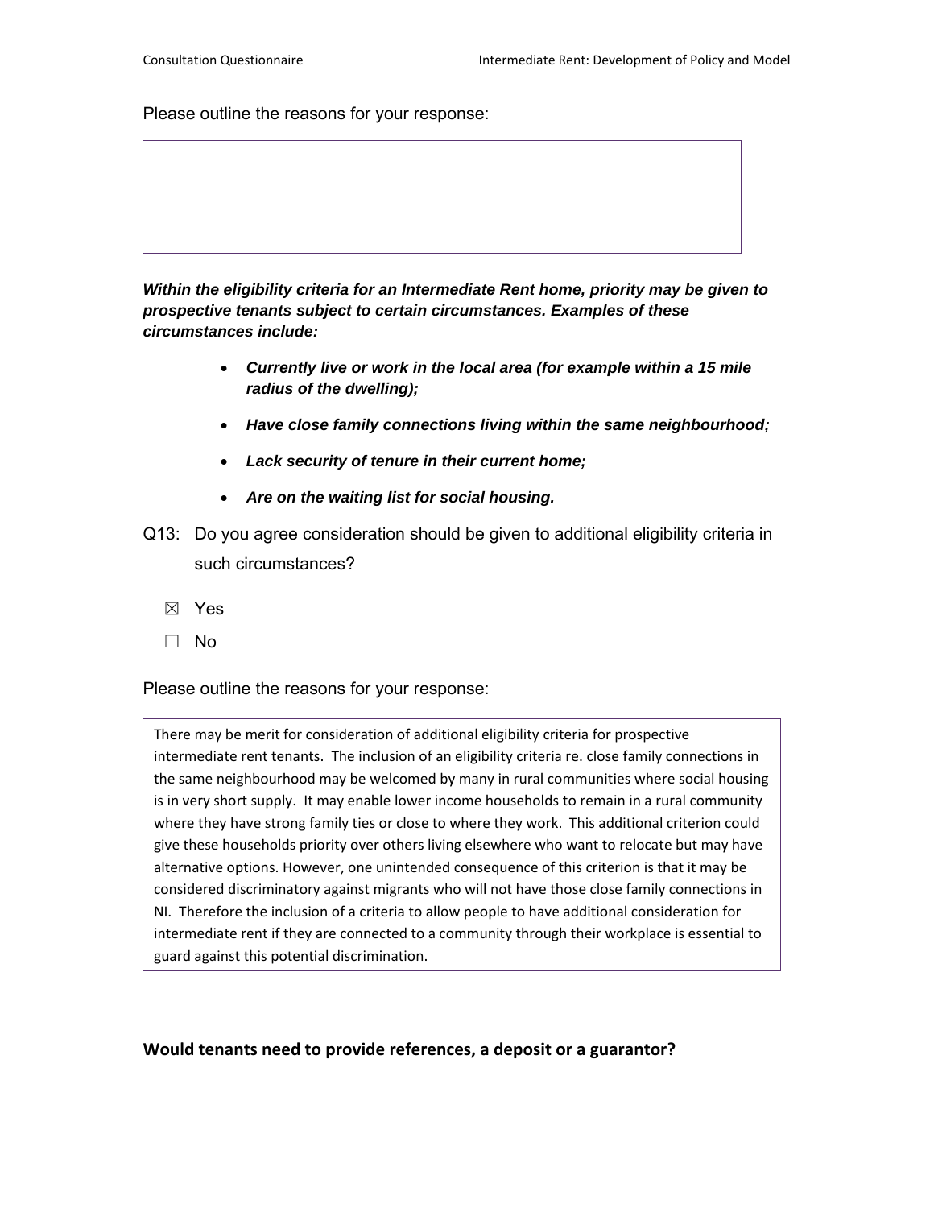Please outline the reasons for your response:

***Within the eligibility criteria for an Intermediate Rent home, priority may be given to prospective tenants subject to certain circumstances. Examples of these circumstances include:***

- ***Currently live or work in the local area (for example within a 15 mile radius of the dwelling);***
- ***Have close family connections living within the same neighbourhood;***
- ***Lack security of tenure in their current home;***
- ***Are on the waiting list for social housing.***

Q13: Do you agree consideration should be given to additional eligibility criteria in such circumstances?

☒ Yes

☐ No

Please outline the reasons for your response:

There may be merit for consideration of additional eligibility criteria for prospective intermediate rent tenants. The inclusion of an eligibility criteria re. close family connections in the same neighbourhood may be welcomed by many in rural communities where social housing is in very short supply. It may enable lower income households to remain in a rural community where they have strong family ties or close to where they work. This additional criterion could give these households priority over others living elsewhere who want to relocate but may have alternative options. However, one unintended consequence of this criterion is that it may be considered discriminatory against migrants who will not have those close family connections in NI. Therefore the inclusion of a criteria to allow people to have additional consideration for intermediate rent if they are connected to a community through their workplace is essential to guard against this potential discrimination.

**Would tenants need to provide references, a deposit or a guarantor?**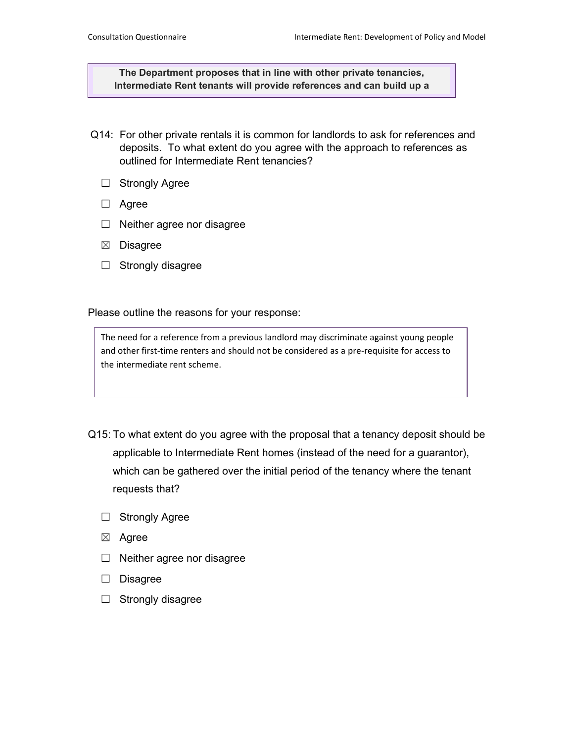**The Department proposes that in line with other private tenancies, Intermediate Rent tenants will provide references and can build up a**

Q14: For other private rentals it is common for landlords to ask for references and deposits. To what extent do you agree with the approach to references as outlined for Intermediate Rent tenancies?

☐ Strongly Agree

☐ Agree

☐ Neither agree nor disagree

☒ Disagree

☐ Strongly disagree

Please outline the reasons for your response:

> The need for a reference from a previous landlord may discriminate against young people and other first-time renters and should not be considered as a pre-requisite for access to the intermediate rent scheme.

Q15: To what extent do you agree with the proposal that a tenancy deposit should be applicable to Intermediate Rent homes (instead of the need for a guarantor), which can be gathered over the initial period of the tenancy where the tenant requests that?

☐ Strongly Agree

☒ Agree

☐ Neither agree nor disagree

☐ Disagree

☐ Strongly disagree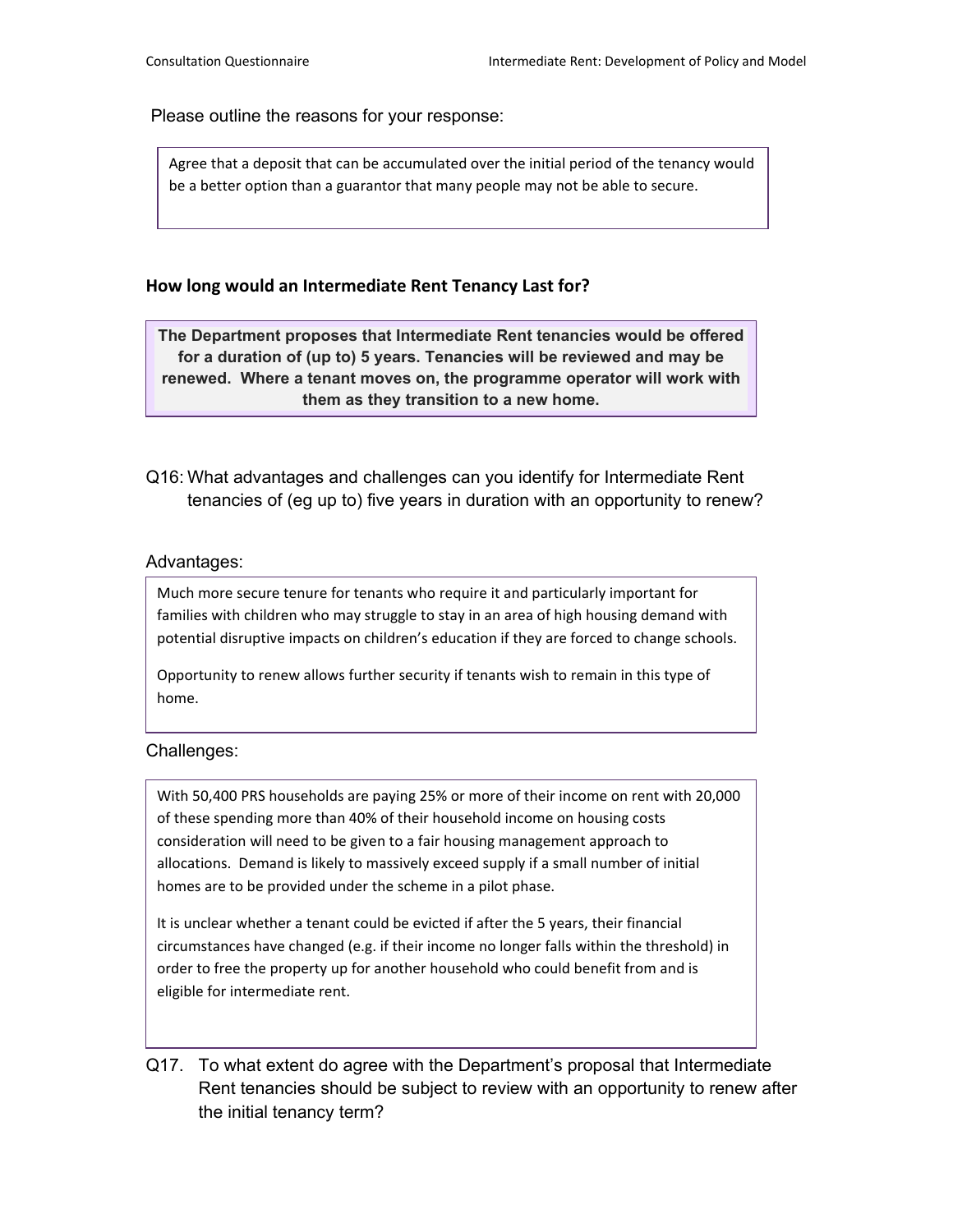Please outline the reasons for your response:

> Agree that a deposit that can be accumulated over the initial period of the tenancy would be a better option than a guarantor that many people may not be able to secure.

### How long would an Intermediate Rent Tenancy Last for?

> **The Department proposes that Intermediate Rent tenancies would be offered for a duration of (up to) 5 years. Tenancies will be reviewed and may be renewed. Where a tenant moves on, the programme operator will work with them as they transition to a new home.**

Q16: What advantages and challenges can you identify for Intermediate Rent tenancies of (eg up to) five years in duration with an opportunity to renew?

Advantages:

> Much more secure tenure for tenants who require it and particularly important for families with children who may struggle to stay in an area of high housing demand with potential disruptive impacts on children's education if they are forced to change schools.
>
> Opportunity to renew allows further security if tenants wish to remain in this type of home.

Challenges:

> With 50,400 PRS households are paying 25% or more of their income on rent with 20,000 of these spending more than 40% of their household income on housing costs consideration will need to be given to a fair housing management approach to allocations. Demand is likely to massively exceed supply if a small number of initial homes are to be provided under the scheme in a pilot phase.
>
> It is unclear whether a tenant could be evicted if after the 5 years, their financial circumstances have changed (e.g. if their income no longer falls within the threshold) in order to free the property up for another household who could benefit from and is eligible for intermediate rent.

Q17. To what extent do agree with the Department's proposal that Intermediate Rent tenancies should be subject to review with an opportunity to renew after the initial tenancy term?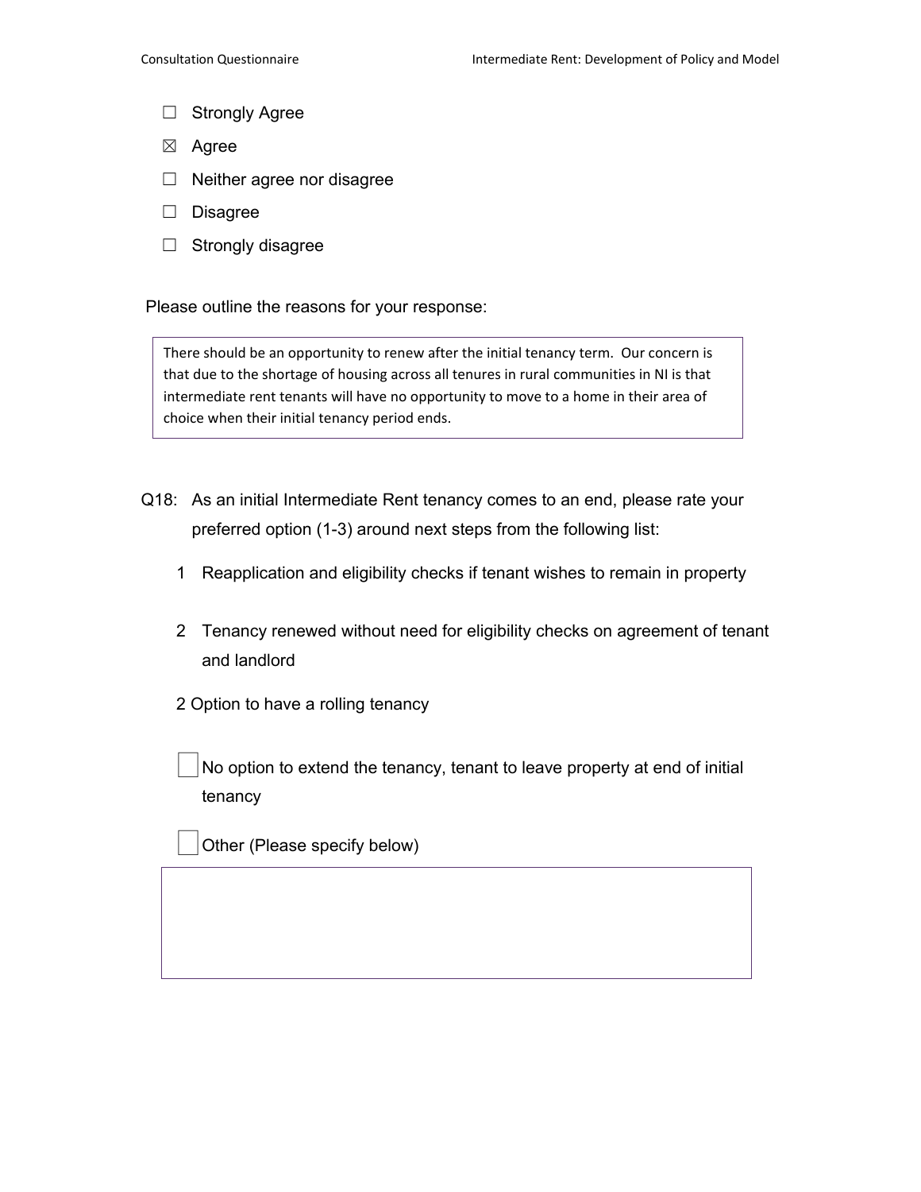- ☐ Strongly Agree
- ☒ Agree
- ☐ Neither agree nor disagree
- ☐ Disagree
- ☐ Strongly disagree

Please outline the reasons for your response:

> There should be an opportunity to renew after the initial tenancy term. Our concern is that due to the shortage of housing across all tenures in rural communities in NI is that intermediate rent tenants will have no opportunity to move to a home in their area of choice when their initial tenancy period ends.

Q18: As an initial Intermediate Rent tenancy comes to an end, please rate your preferred option (1-3) around next steps from the following list:

1 Reapplication and eligibility checks if tenant wishes to remain in property

2 Tenancy renewed without need for eligibility checks on agreement of tenant and landlord

2 Option to have a rolling tenancy

☐ No option to extend the tenancy, tenant to leave property at end of initial tenancy

☐ Other (Please specify below)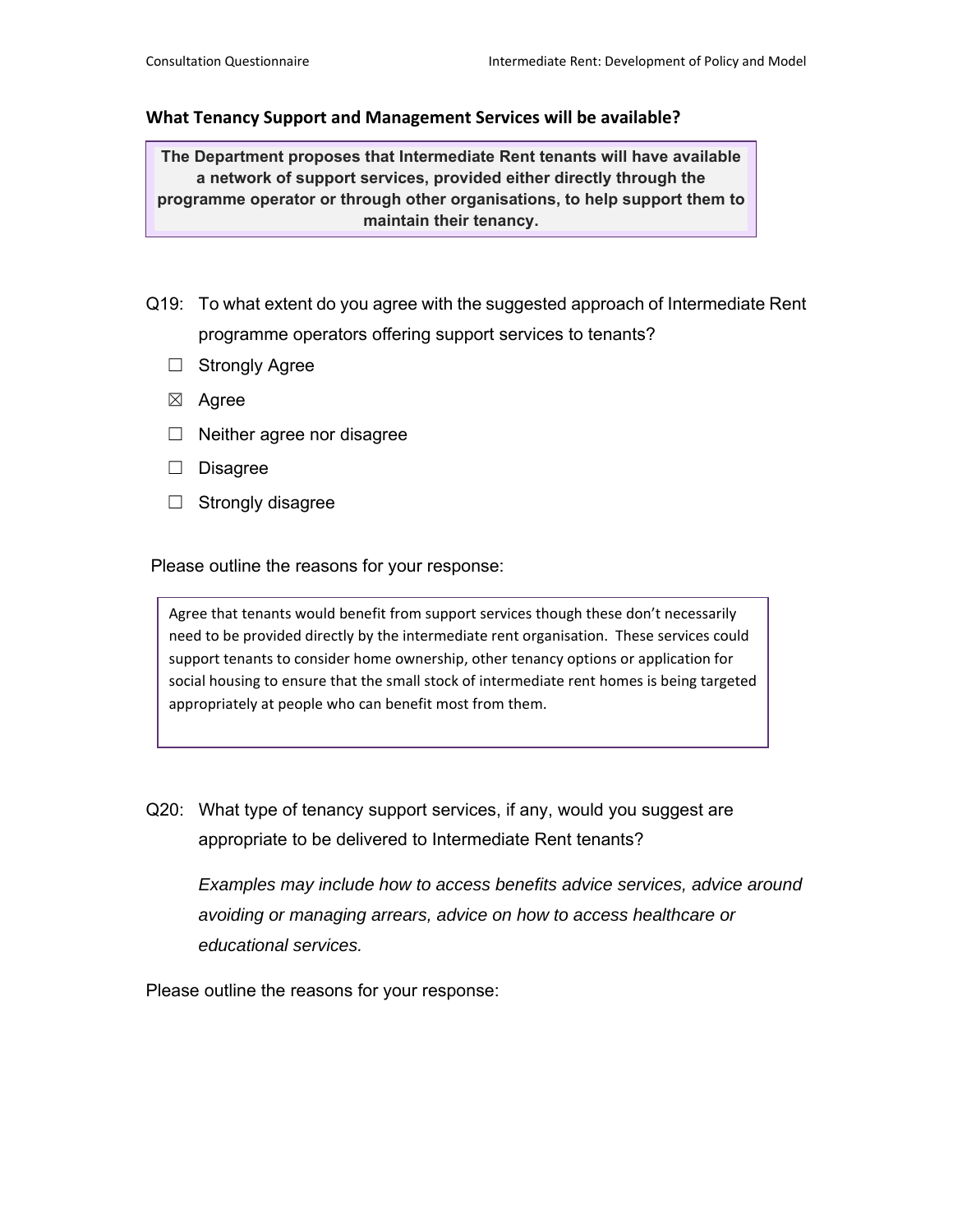### What Tenancy Support and Management Services will be available?

> **The Department proposes that Intermediate Rent tenants will have available a network of support services, provided either directly through the programme operator or through other organisations, to help support them to maintain their tenancy.**

Q19: To what extent do you agree with the suggested approach of Intermediate Rent programme operators offering support services to tenants?

- ☐ Strongly Agree
- ☒ Agree
- ☐ Neither agree nor disagree
- ☐ Disagree
- ☐ Strongly disagree

Please outline the reasons for your response:

> Agree that tenants would benefit from support services though these don't necessarily need to be provided directly by the intermediate rent organisation. These services could support tenants to consider home ownership, other tenancy options or application for social housing to ensure that the small stock of intermediate rent homes is being targeted appropriately at people who can benefit most from them.

Q20: What type of tenancy support services, if any, would you suggest are appropriate to be delivered to Intermediate Rent tenants?

*Examples may include how to access benefits advice services, advice around avoiding or managing arrears, advice on how to access healthcare or educational services.*

Please outline the reasons for your response: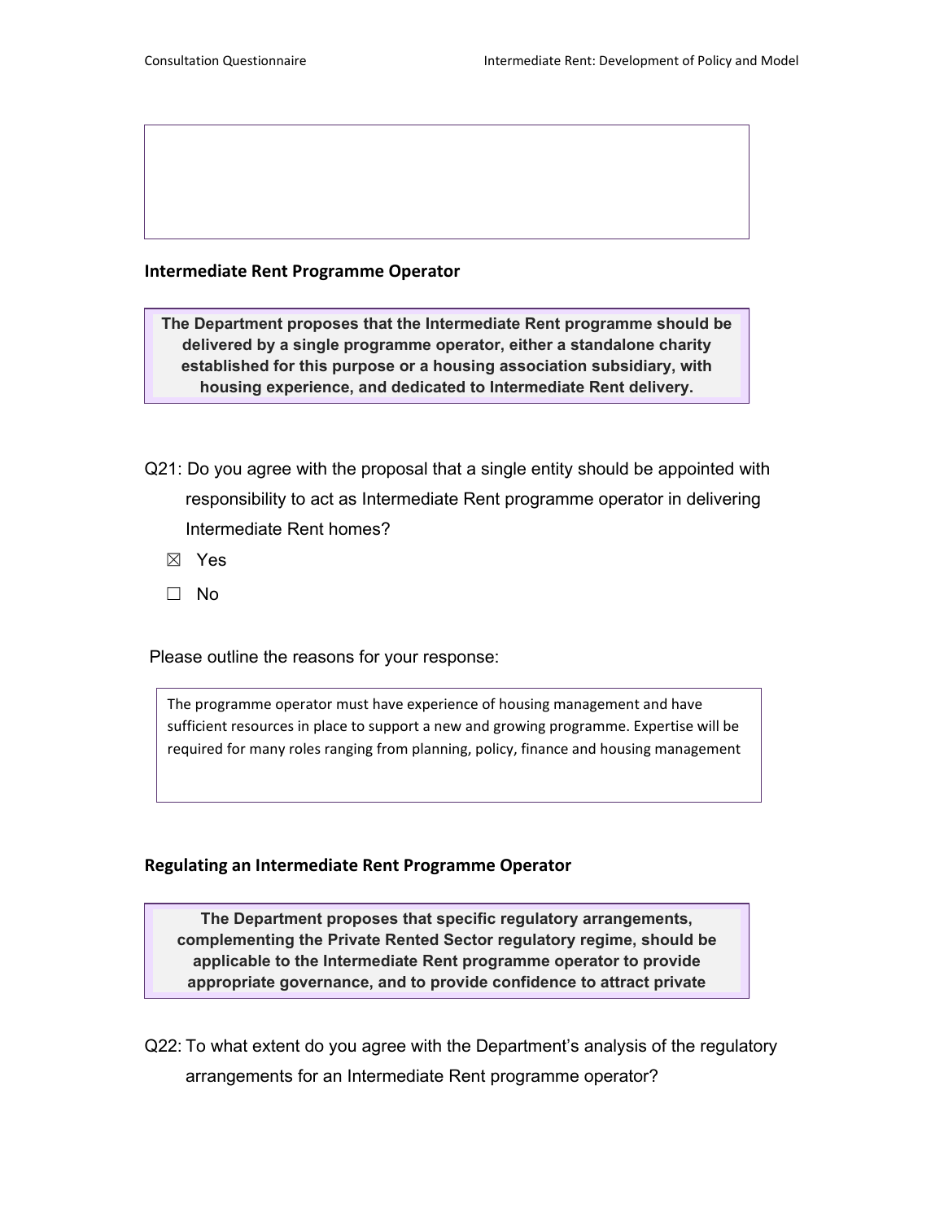### Intermediate Rent Programme Operator

> **The Department proposes that the Intermediate Rent programme should be delivered by a single programme operator, either a standalone charity established for this purpose or a housing association subsidiary, with housing experience, and dedicated to Intermediate Rent delivery.**

Q21: Do you agree with the proposal that a single entity should be appointed with responsibility to act as Intermediate Rent programme operator in delivering Intermediate Rent homes?

☒ Yes

☐ No

Please outline the reasons for your response:

> The programme operator must have experience of housing management and have sufficient resources in place to support a new and growing programme. Expertise will be required for many roles ranging from planning, policy, finance and housing management

### Regulating an Intermediate Rent Programme Operator

> **The Department proposes that specific regulatory arrangements, complementing the Private Rented Sector regulatory regime, should be applicable to the Intermediate Rent programme operator to provide appropriate governance, and to provide confidence to attract private**

Q22: To what extent do you agree with the Department's analysis of the regulatory arrangements for an Intermediate Rent programme operator?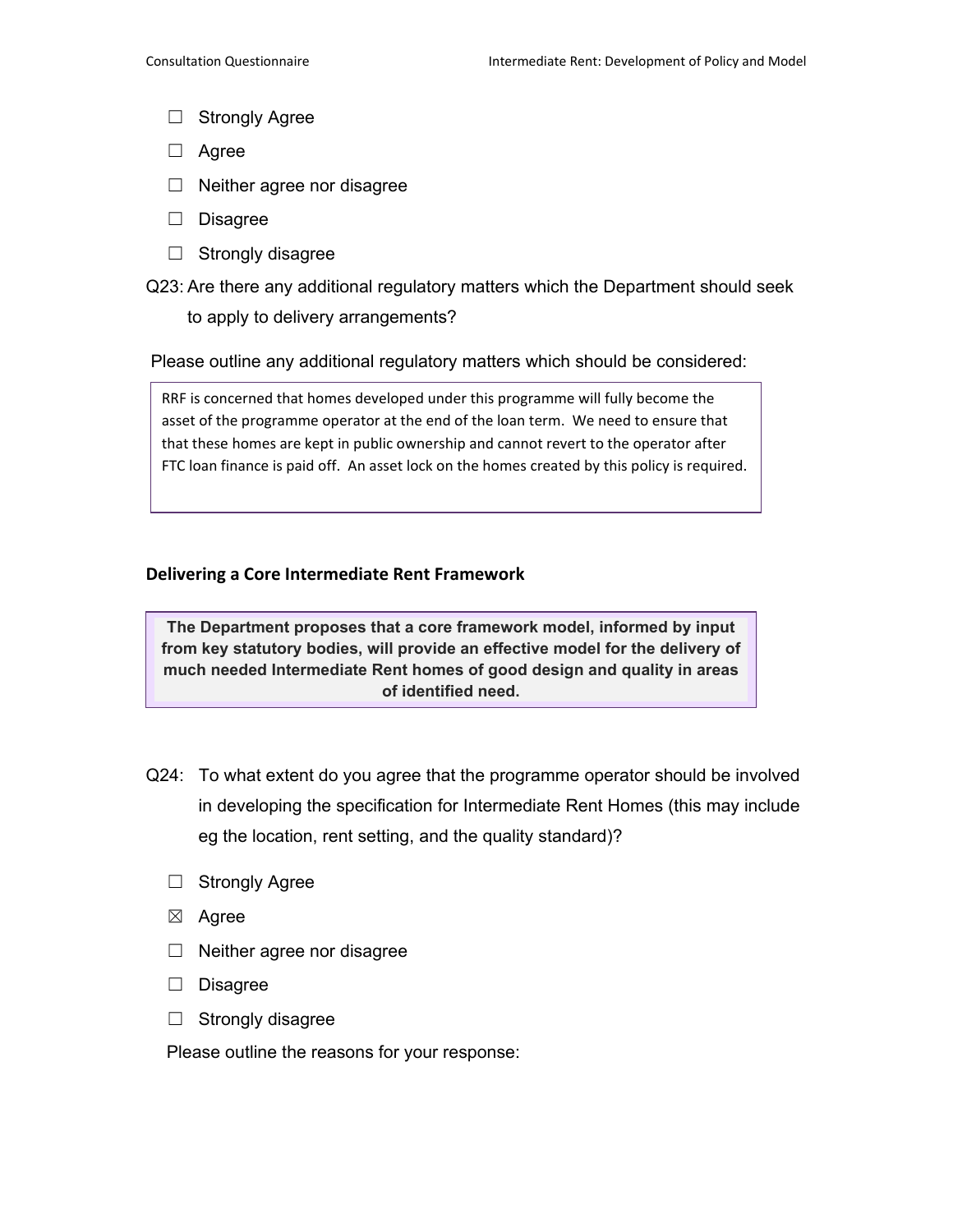☐ Strongly Agree

☐ Agree

☐ Neither agree nor disagree

☐ Disagree

☐ Strongly disagree

Q23: Are there any additional regulatory matters which the Department should seek to apply to delivery arrangements?

Please outline any additional regulatory matters which should be considered:

RRF is concerned that homes developed under this programme will fully become the asset of the programme operator at the end of the loan term. We need to ensure that that these homes are kept in public ownership and cannot revert to the operator after FTC loan finance is paid off. An asset lock on the homes created by this policy is required.

### Delivering a Core Intermediate Rent Framework

**The Department proposes that a core framework model, informed by input from key statutory bodies, will provide an effective model for the delivery of much needed Intermediate Rent homes of good design and quality in areas of identified need.**

Q24: To what extent do you agree that the programme operator should be involved in developing the specification for Intermediate Rent Homes (this may include eg the location, rent setting, and the quality standard)?

☐ Strongly Agree

☒ Agree

☐ Neither agree nor disagree

☐ Disagree

☐ Strongly disagree

Please outline the reasons for your response: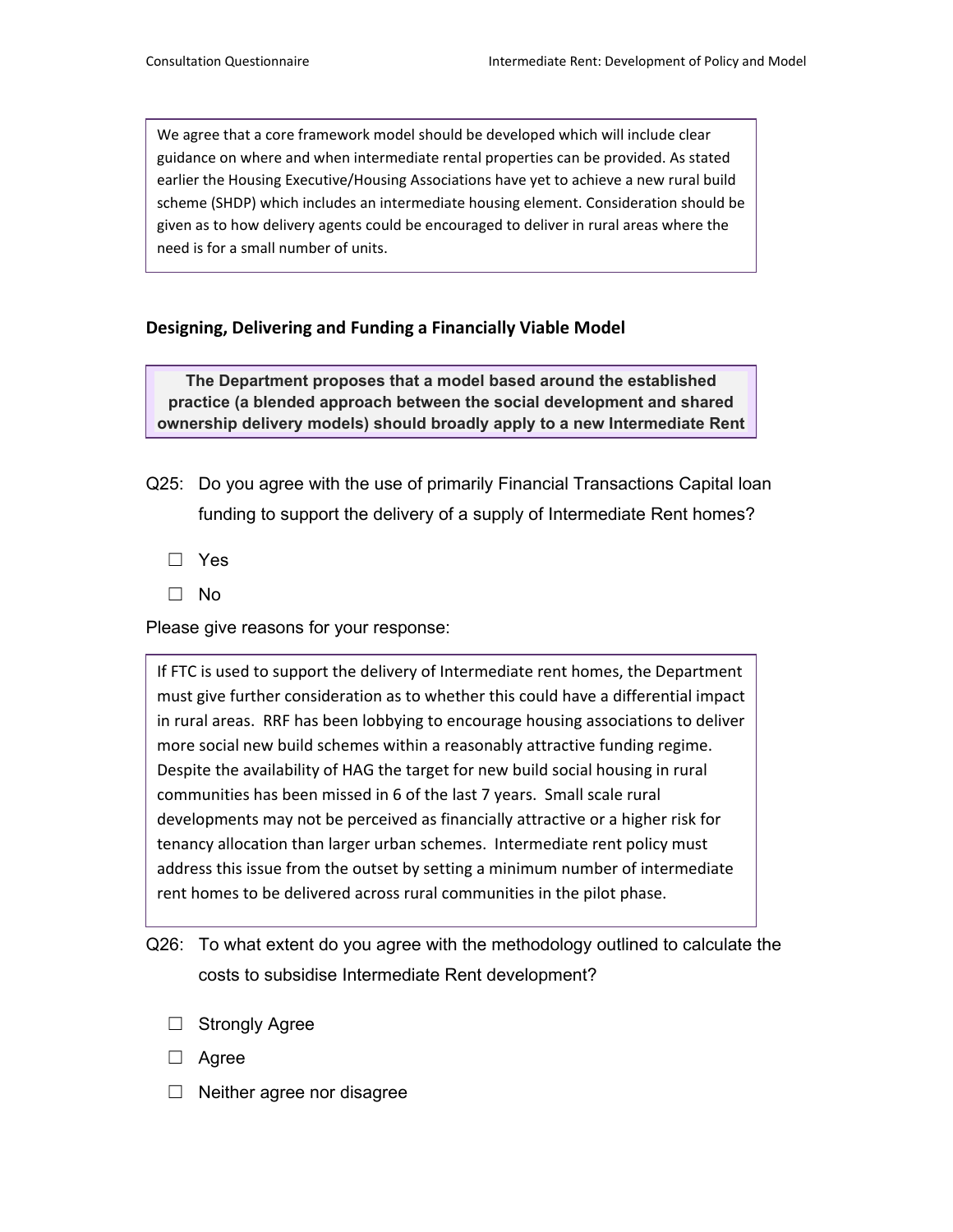We agree that a core framework model should be developed which will include clear guidance on where and when intermediate rental properties can be provided. As stated earlier the Housing Executive/Housing Associations have yet to achieve a new rural build scheme (SHDP) which includes an intermediate housing element. Consideration should be given as to how delivery agents could be encouraged to deliver in rural areas where the need is for a small number of units.

### Designing, Delivering and Funding a Financially Viable Model

**The Department proposes that a model based around the established practice (a blended approach between the social development and shared ownership delivery models) should broadly apply to a new Intermediate Rent**

Q25: Do you agree with the use of primarily Financial Transactions Capital loan funding to support the delivery of a supply of Intermediate Rent homes?

☐ Yes

☐ No

Please give reasons for your response:

If FTC is used to support the delivery of Intermediate rent homes, the Department must give further consideration as to whether this could have a differential impact in rural areas. RRF has been lobbying to encourage housing associations to deliver more social new build schemes within a reasonably attractive funding regime. Despite the availability of HAG the target for new build social housing in rural communities has been missed in 6 of the last 7 years. Small scale rural developments may not be perceived as financially attractive or a higher risk for tenancy allocation than larger urban schemes. Intermediate rent policy must address this issue from the outset by setting a minimum number of intermediate rent homes to be delivered across rural communities in the pilot phase.

Q26: To what extent do you agree with the methodology outlined to calculate the costs to subsidise Intermediate Rent development?

☐ Strongly Agree

☐ Agree

☐ Neither agree nor disagree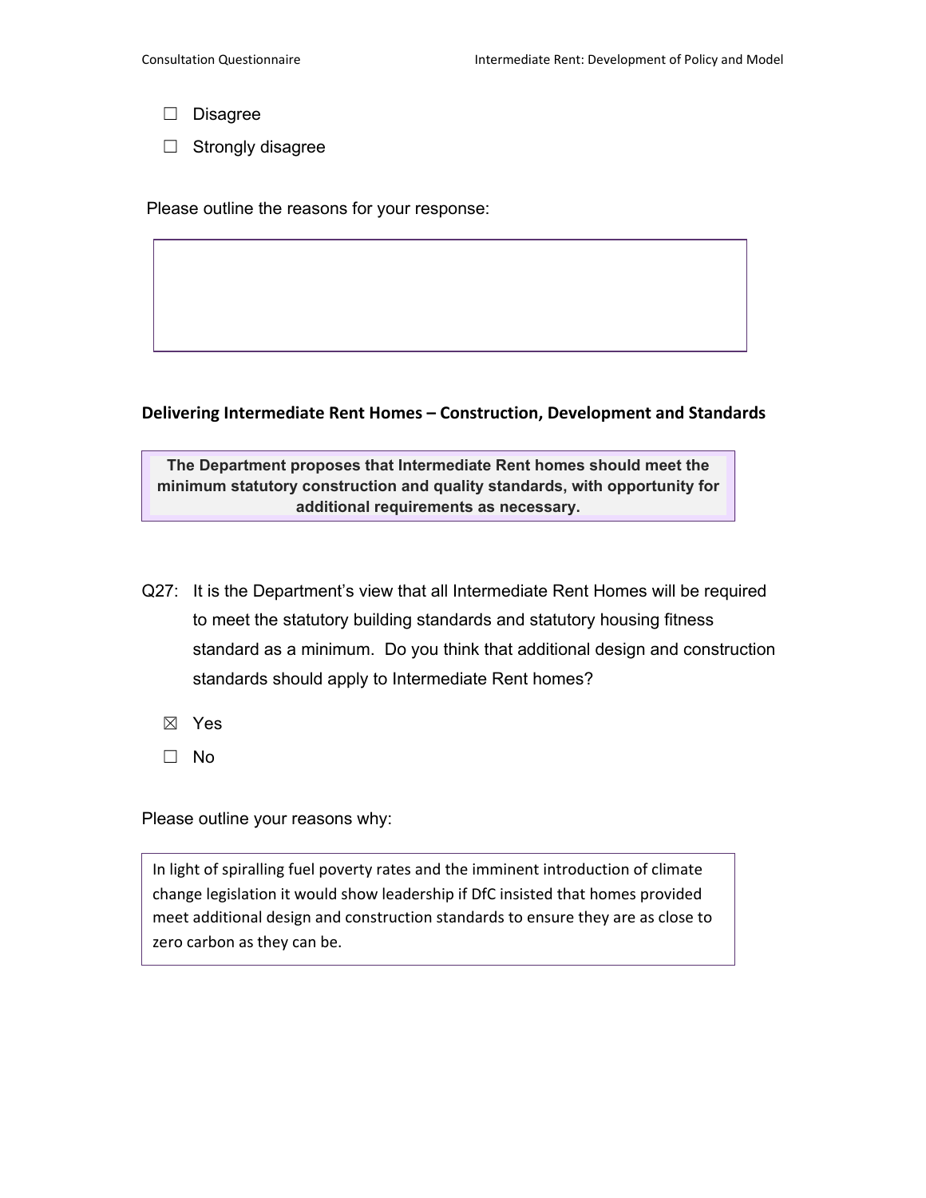☐ Disagree

☐ Strongly disagree

Please outline the reasons for your response:

## Delivering Intermediate Rent Homes – Construction, Development and Standards

**The Department proposes that Intermediate Rent homes should meet the minimum statutory construction and quality standards, with opportunity for additional requirements as necessary.**

Q27: It is the Department's view that all Intermediate Rent Homes will be required to meet the statutory building standards and statutory housing fitness standard as a minimum. Do you think that additional design and construction standards should apply to Intermediate Rent homes?

☒ Yes

☐ No

Please outline your reasons why:

In light of spiralling fuel poverty rates and the imminent introduction of climate change legislation it would show leadership if DfC insisted that homes provided meet additional design and construction standards to ensure they are as close to zero carbon as they can be.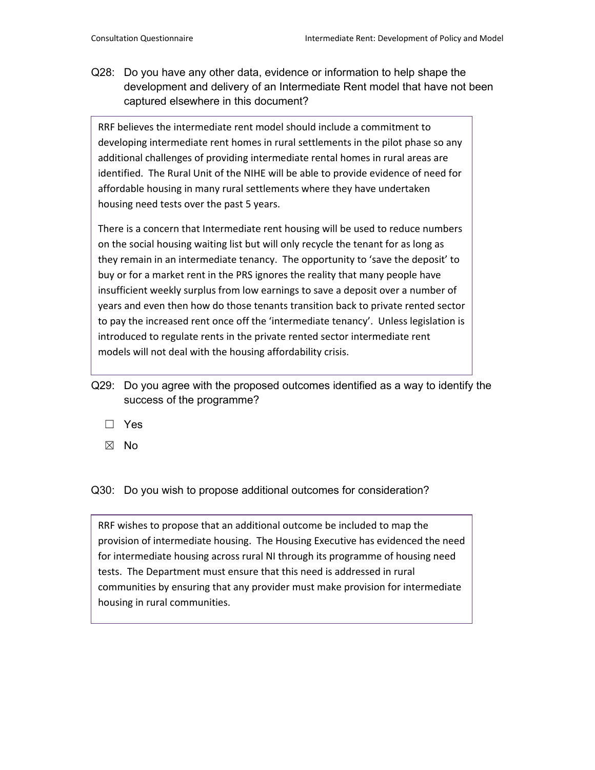Q28: Do you have any other data, evidence or information to help shape the development and delivery of an Intermediate Rent model that have not been captured elsewhere in this document?

RRF believes the intermediate rent model should include a commitment to developing intermediate rent homes in rural settlements in the pilot phase so any additional challenges of providing intermediate rental homes in rural areas are identified. The Rural Unit of the NIHE will be able to provide evidence of need for affordable housing in many rural settlements where they have undertaken housing need tests over the past 5 years.

There is a concern that Intermediate rent housing will be used to reduce numbers on the social housing waiting list but will only recycle the tenant for as long as they remain in an intermediate tenancy. The opportunity to 'save the deposit' to buy or for a market rent in the PRS ignores the reality that many people have insufficient weekly surplus from low earnings to save a deposit over a number of years and even then how do those tenants transition back to private rented sector to pay the increased rent once off the 'intermediate tenancy'. Unless legislation is introduced to regulate rents in the private rented sector intermediate rent models will not deal with the housing affordability crisis.

Q29: Do you agree with the proposed outcomes identified as a way to identify the success of the programme?

☐ Yes

☒ No

Q30: Do you wish to propose additional outcomes for consideration?

RRF wishes to propose that an additional outcome be included to map the provision of intermediate housing. The Housing Executive has evidenced the need for intermediate housing across rural NI through its programme of housing need tests. The Department must ensure that this need is addressed in rural communities by ensuring that any provider must make provision for intermediate housing in rural communities.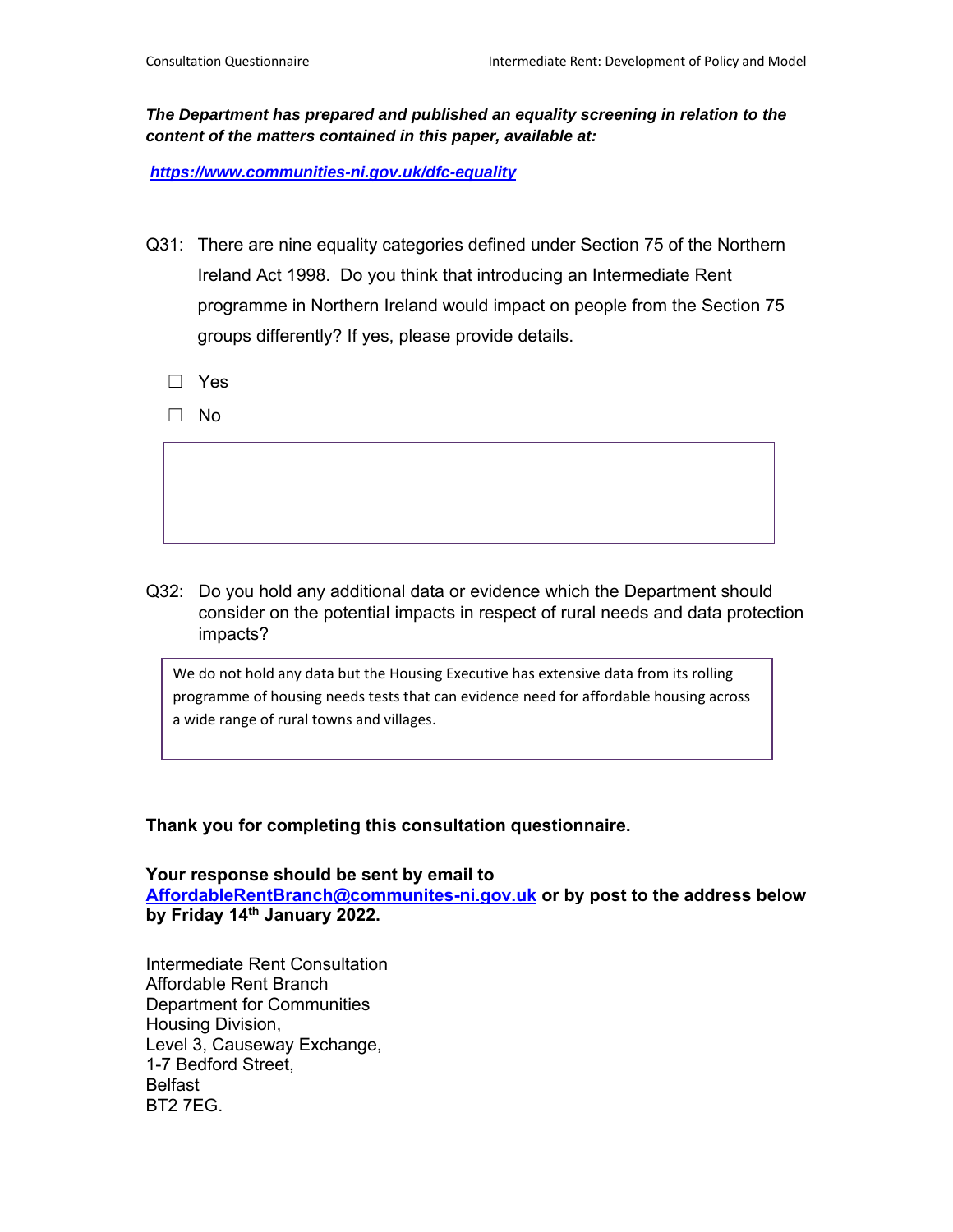***The Department has prepared and published an equality screening in relation to the content of the matters contained in this paper, available at:***

***https://www.communities-ni.gov.uk/dfc-equality***

Q31: There are nine equality categories defined under Section 75 of the Northern Ireland Act 1998. Do you think that introducing an Intermediate Rent programme in Northern Ireland would impact on people from the Section 75 groups differently? If yes, please provide details.

☐ Yes

☐ No

Q32: Do you hold any additional data or evidence which the Department should consider on the potential impacts in respect of rural needs and data protection impacts?

We do not hold any data but the Housing Executive has extensive data from its rolling programme of housing needs tests that can evidence need for affordable housing across a wide range of rural towns and villages.

**Thank you for completing this consultation questionnaire.**

**Your response should be sent by email to AffordableRentBranch@communites-ni.gov.uk or by post to the address below by Friday 14th January 2022.**

Intermediate Rent Consultation
Affordable Rent Branch
Department for Communities
Housing Division,
Level 3, Causeway Exchange,
1-7 Bedford Street,
Belfast
BT2 7EG.